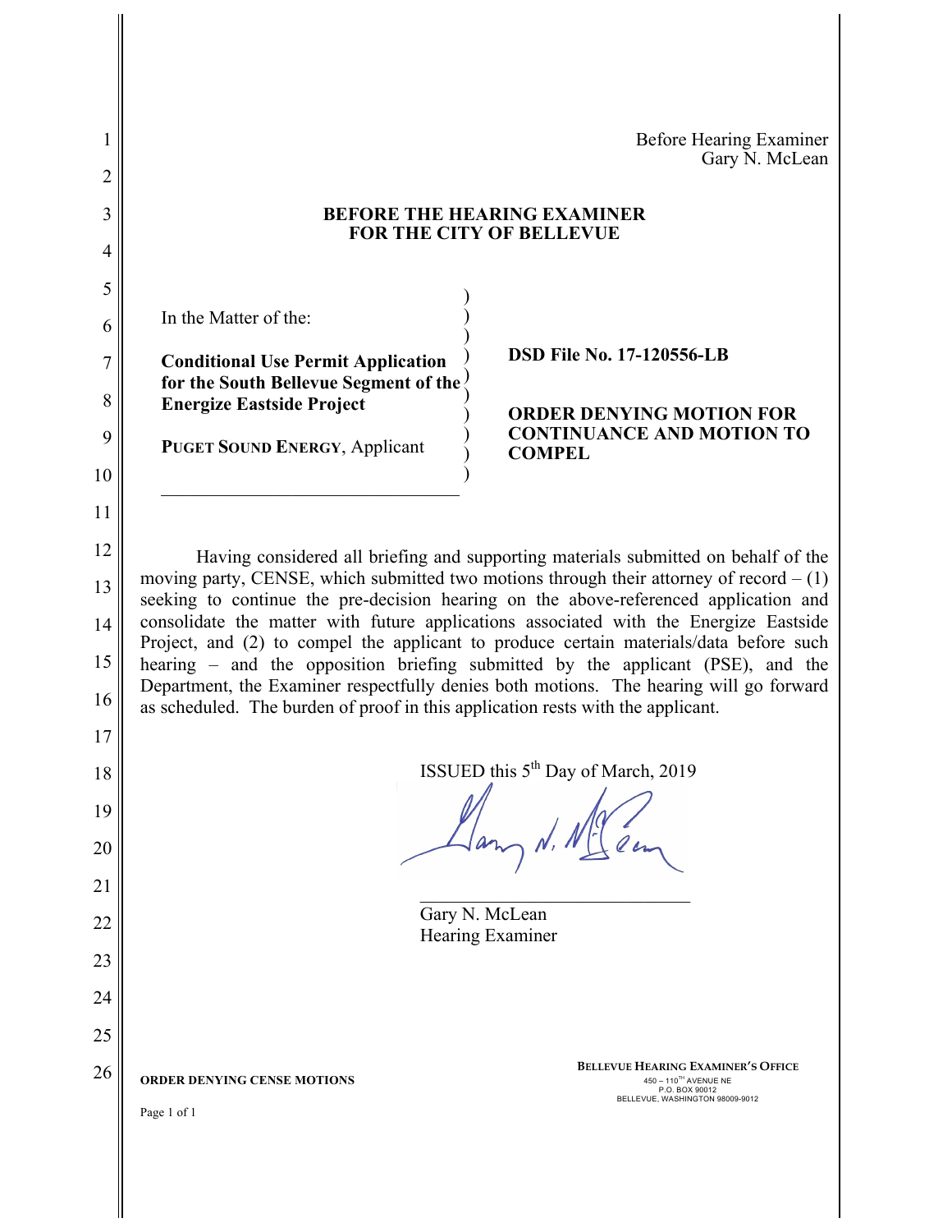Before Hearing Examiner
Gary N. McLean

**BEFORE THE HEARING EXAMINER**
**FOR THE CITY OF BELLEVUE**

In the Matter of the:

**Conditional Use Permit Application for the South Bellevue Segment of the Energize Eastside Project**

**PUGET SOUND ENERGY**, Applicant

**DSD File No. 17-120556-LB**

**ORDER DENYING MOTION FOR CONTINUANCE AND MOTION TO COMPEL**

Having considered all briefing and supporting materials submitted on behalf of the moving party, CENSE, which submitted two motions through their attorney of record – (1) seeking to continue the pre-decision hearing on the above-referenced application and consolidate the matter with future applications associated with the Energize Eastside Project, and (2) to compel the applicant to produce certain materials/data before such hearing – and the opposition briefing submitted by the applicant (PSE), and the Department, the Examiner respectfully denies both motions. The hearing will go forward as scheduled. The burden of proof in this application rests with the applicant.

ISSUED this 5th Day of March, 2019

Gary N. McLean
Hearing Examiner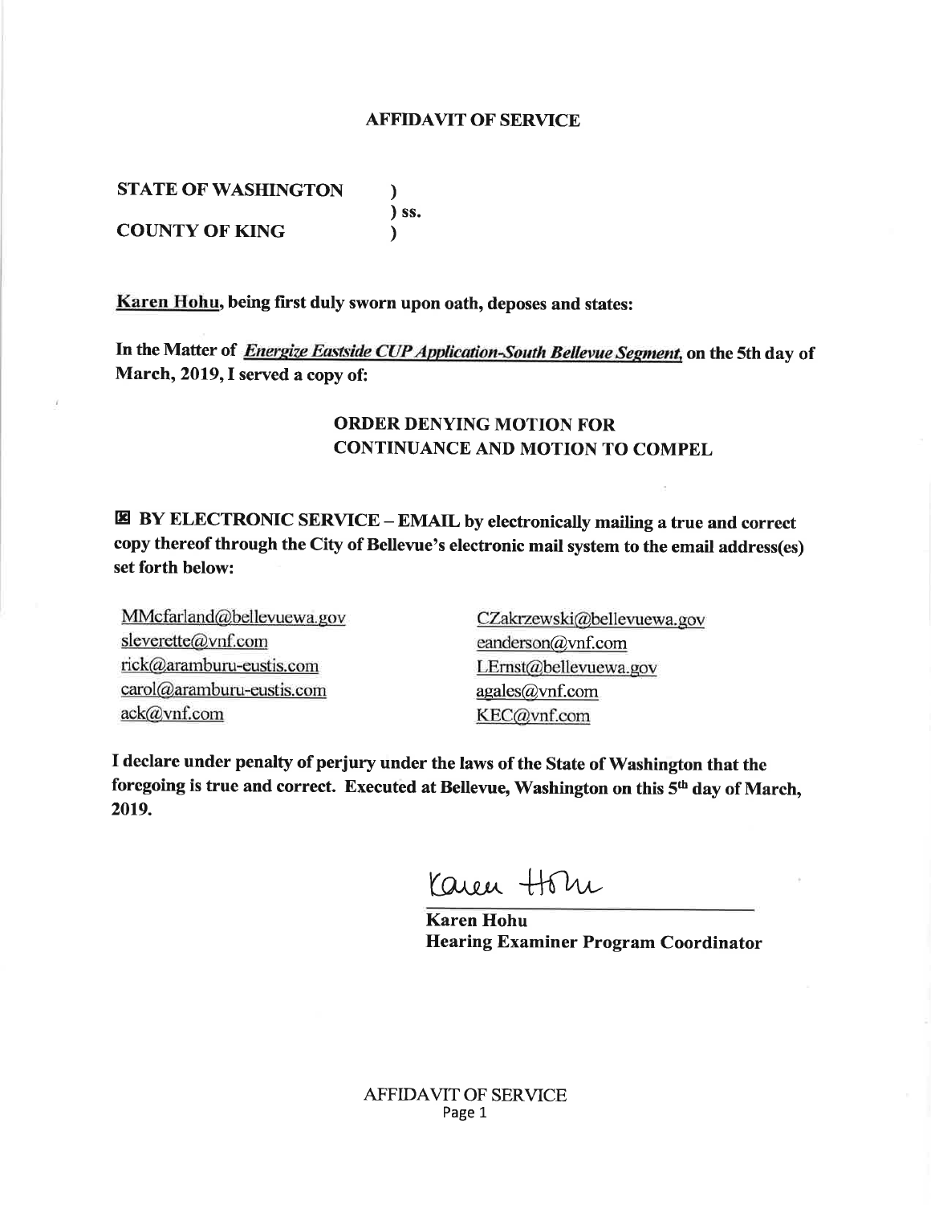# AFFIDAVIT OF SERVICE

**STATE OF WASHINGTON** )
) ss.
**COUNTY OF KING** )

**Karen Hohu, being first duly sworn upon oath, deposes and states:**

**In the Matter of *Energize Eastside CUP Application-South Bellevue Segment*, on the 5th day of March, 2019, I served a copy of:**

**ORDER DENYING MOTION FOR CONTINUANCE AND MOTION TO COMPEL**

☒ **BY ELECTRONIC SERVICE – EMAIL by electronically mailing a true and correct copy thereof through the City of Bellevue's electronic mail system to the email address(es) set forth below:**

MMcfarland@bellevuewa.gov
sleverette@vnf.com
rick@aramburu-eustis.com
carol@aramburu-eustis.com
ack@vnf.com
CZakrzewski@bellevuewa.gov
eanderson@vnf.com
LErnst@bellevuewa.gov
agales@vnf.com
KEC@vnf.com

**I declare under penalty of perjury under the laws of the State of Washington that the foregoing is true and correct. Executed at Bellevue, Washington on this 5th day of March, 2019.**

Karen Hohu

**Karen Hohu**
**Hearing Examiner Program Coordinator**

AFFIDAVIT OF SERVICE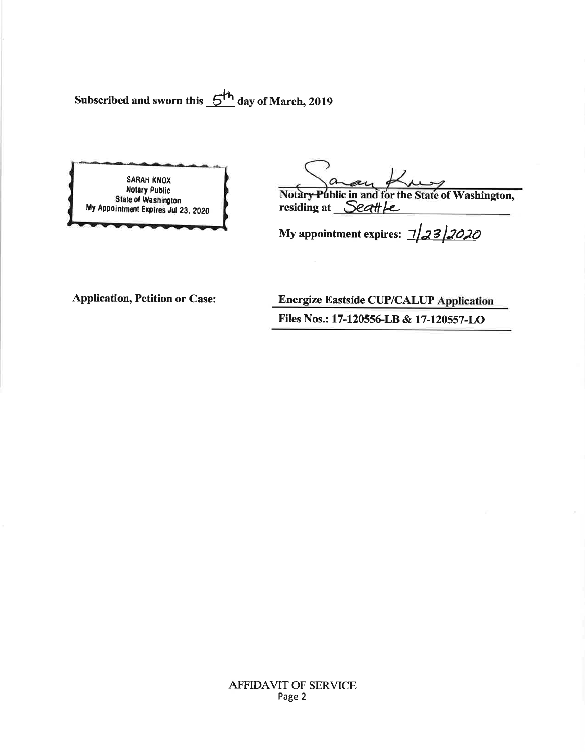**Subscribed and sworn this 5th day of March, 2019**

SARAH KNOX
Notary Public
State of Washington
My Appointment Expires Jul 23, 2020

Sarah Knox

**Notary Public in and for the State of Washington,**
**residing at** Seattle

**My appointment expires:** 7/23/2020

**Application, Petition or Case:** **Energize Eastside CUP/CALUP Application**

**Files Nos.: 17-120556-LB & 17-120557-LO**

AFFIDAVIT OF SERVICE
Page 2